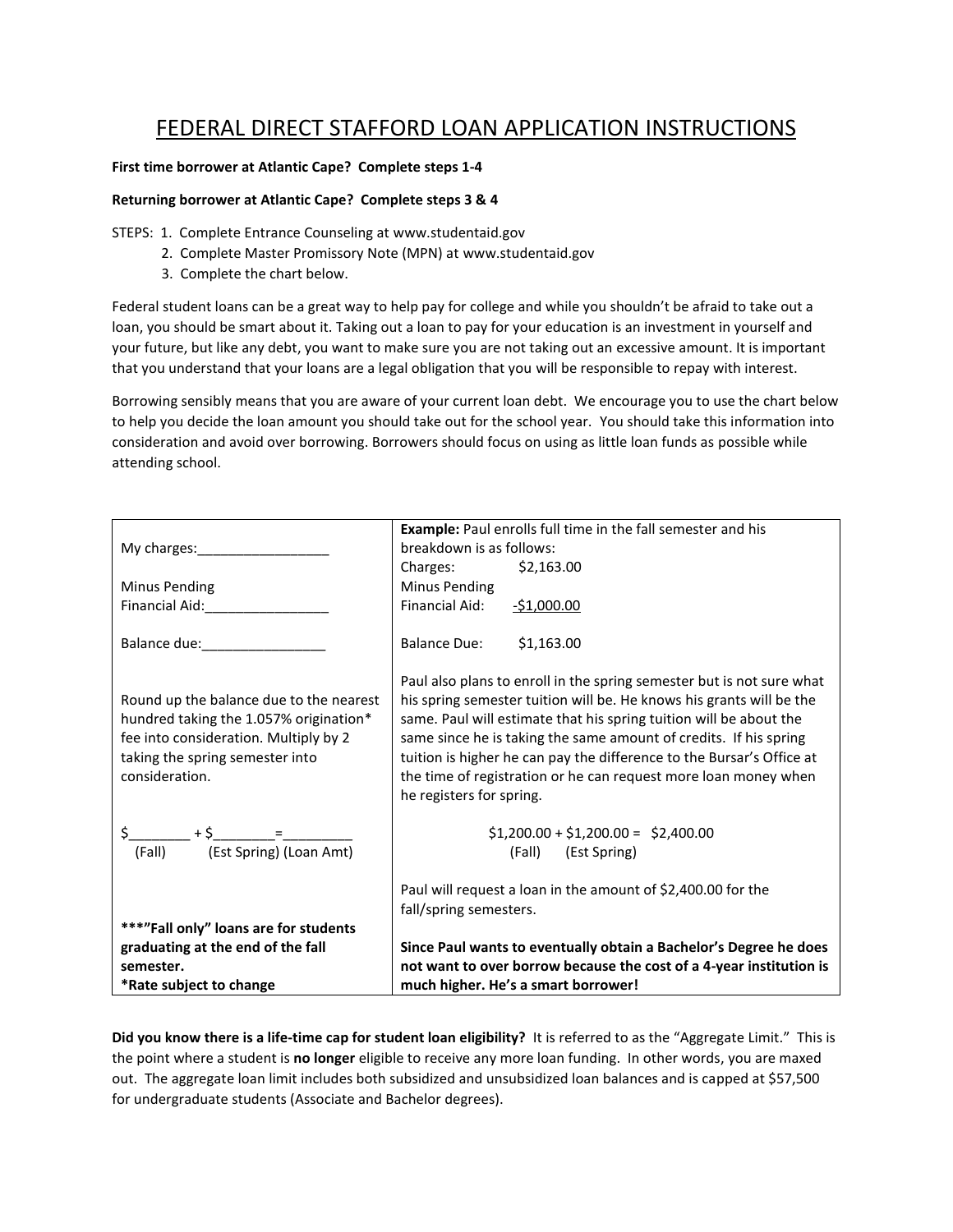# FEDERAL DIRECT STAFFORD LOAN APPLICATION INSTRUCTIONS

**First time borrower at Atlantic Cape? Complete steps 1-4**

**Returning borrower at Atlantic Cape? Complete steps 3 & 4**

STEPS:
1. Complete Entrance Counseling at www.studentaid.gov
2. Complete Master Promissory Note (MPN) at www.studentaid.gov
3. Complete the chart below.

Federal student loans can be a great way to help pay for college and while you shouldn't be afraid to take out a loan, you should be smart about it. Taking out a loan to pay for your education is an investment in yourself and your future, but like any debt, you want to make sure you are not taking out an excessive amount. It is important that you understand that your loans are a legal obligation that you will be responsible to repay with interest.

Borrowing sensibly means that you are aware of your current loan debt. We encourage you to use the chart below to help you decide the loan amount you should take out for the school year. You should take this information into consideration and avoid over borrowing. Borrowers should focus on using as little loan funds as possible while attending school.

| | **Example:** Paul enrolls full time in the fall semester and his breakdown is as follows: |
|---|---|
| My charges:_________________ | Charges: $2,163.00 |
| Minus Pending Financial Aid:________________ | Minus Pending Financial Aid: -$1,000.00 |
| Balance due:________________ | Balance Due: $1,163.00 |
| Round up the balance due to the nearest hundred taking the 1.057% origination* fee into consideration. Multiply by 2 taking the spring semester into consideration. | Paul also plans to enroll in the spring semester but is not sure what his spring semester tuition will be. He knows his grants will be the same. Paul will estimate that his spring tuition will be about the same since he is taking the same amount of credits. If his spring tuition is higher he can pay the difference to the Bursar's Office at the time of registration or he can request more loan money when he registers for spring. |
| \$________ + \$________ = _________ (Fall) (Est Spring) (Loan Amt) | \$1,200.00 + \$1,200.00 = \$2,400.00 (Fall) (Est Spring) |
| | Paul will request a loan in the amount of $2,400.00 for the fall/spring semesters. |
| **\*\*\*"Fall only" loans are for students graduating at the end of the fall semester.** **\*Rate subject to change** | **Since Paul wants to eventually obtain a Bachelor's Degree he does not want to over borrow because the cost of a 4-year institution is much higher. He's a smart borrower!** |

**Did you know there is a life-time cap for student loan eligibility?** It is referred to as the "Aggregate Limit." This is the point where a student is **no longer** eligible to receive any more loan funding. In other words, you are maxed out. The aggregate loan limit includes both subsidized and unsubsidized loan balances and is capped at $57,500 for undergraduate students (Associate and Bachelor degrees).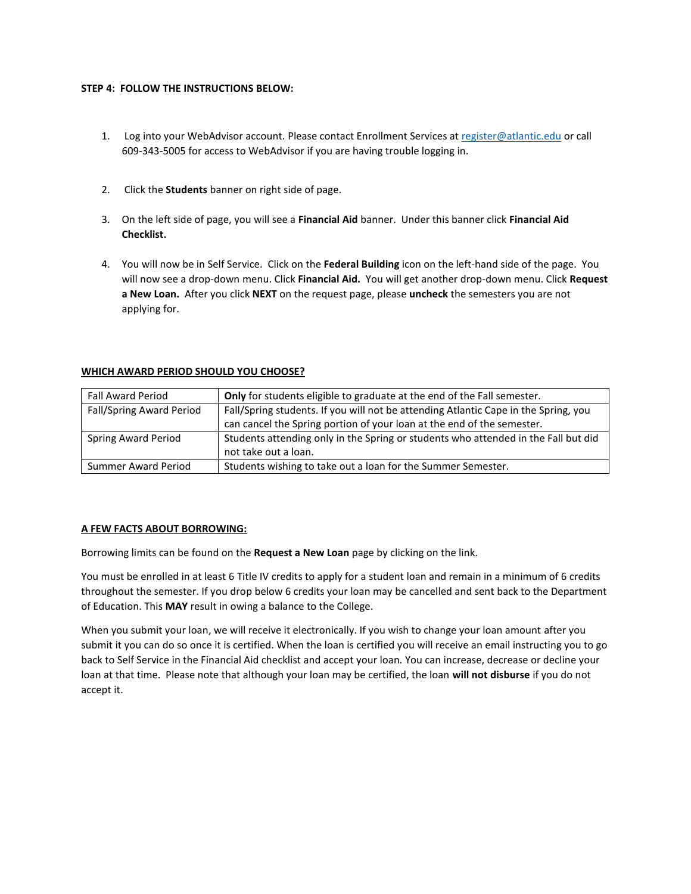**STEP 4: FOLLOW THE INSTRUCTIONS BELOW:**

1. Log into your WebAdvisor account. Please contact Enrollment Services at register@atlantic.edu or call 609-343-5005 for access to WebAdvisor if you are having trouble logging in.

2. Click the **Students** banner on right side of page.

3. On the left side of page, you will see a **Financial Aid** banner. Under this banner click **Financial Aid Checklist.**

4. You will now be in Self Service. Click on the **Federal Building** icon on the left-hand side of the page. You will now see a drop-down menu. Click **Financial Aid.** You will get another drop-down menu. Click **Request a New Loan.** After you click **NEXT** on the request page, please **uncheck** the semesters you are not applying for.

**WHICH AWARD PERIOD SHOULD YOU CHOOSE?**

| | |
|---|---|
| Fall Award Period | **Only** for students eligible to graduate at the end of the Fall semester. |
| Fall/Spring Award Period | Fall/Spring students. If you will not be attending Atlantic Cape in the Spring, you can cancel the Spring portion of your loan at the end of the semester. |
| Spring Award Period | Students attending only in the Spring or students who attended in the Fall but did not take out a loan. |
| Summer Award Period | Students wishing to take out a loan for the Summer Semester. |

**A FEW FACTS ABOUT BORROWING:**

Borrowing limits can be found on the **Request a New Loan** page by clicking on the link.

You must be enrolled in at least 6 Title IV credits to apply for a student loan and remain in a minimum of 6 credits throughout the semester. If you drop below 6 credits your loan may be cancelled and sent back to the Department of Education. This **MAY** result in owing a balance to the College.

When you submit your loan, we will receive it electronically. If you wish to change your loan amount after you submit it you can do so once it is certified. When the loan is certified you will receive an email instructing you to go back to Self Service in the Financial Aid checklist and accept your loan. You can increase, decrease or decline your loan at that time. Please note that although your loan may be certified, the loan **will not disburse** if you do not accept it.